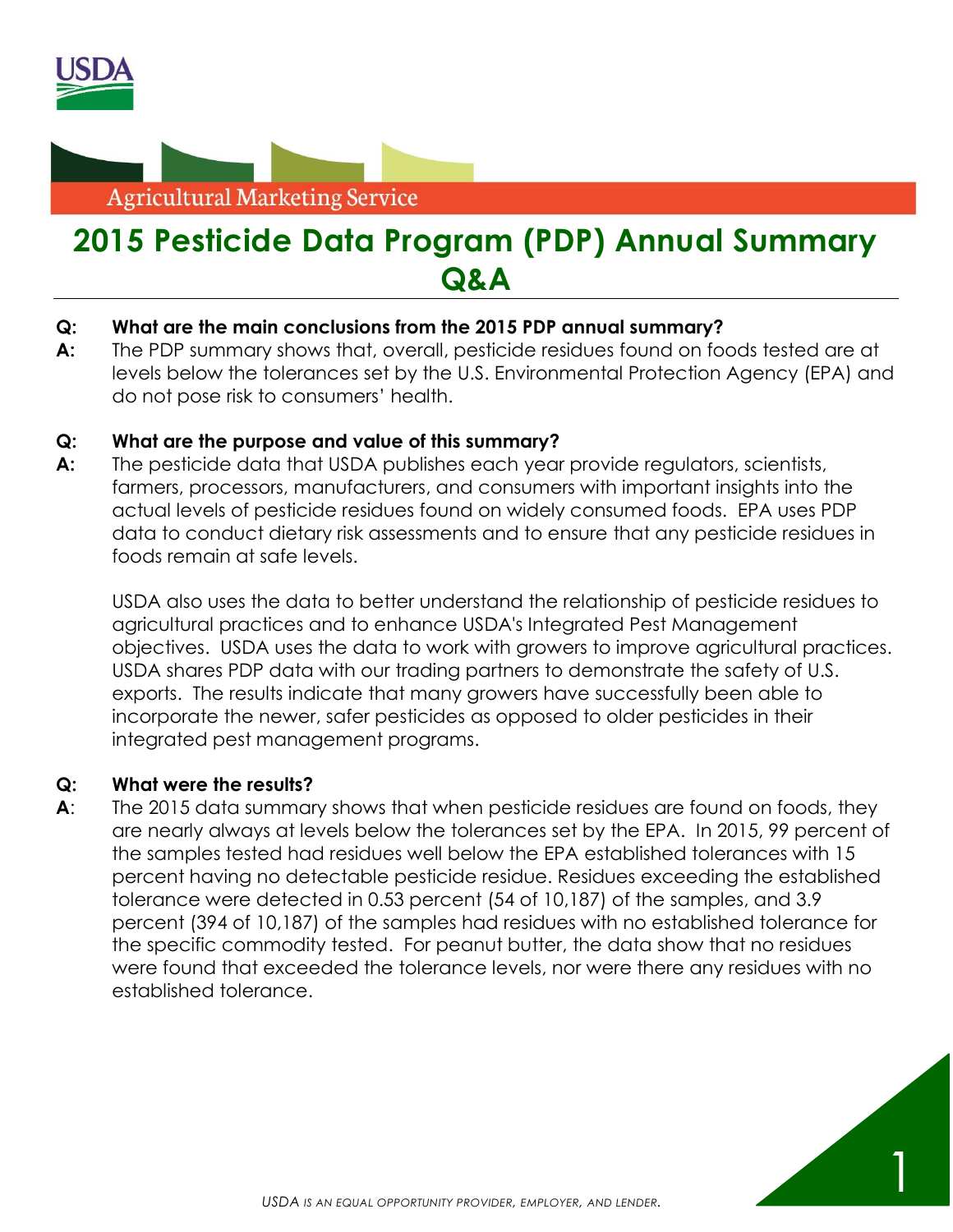USDA

Agricultural Marketing Service

# 2015 Pesticide Data Program (PDP) Annual Summary Q&A

**Q: What are the main conclusions from the 2015 PDP annual summary?**

**A:** The PDP summary shows that, overall, pesticide residues found on foods tested are at levels below the tolerances set by the U.S. Environmental Protection Agency (EPA) and do not pose risk to consumers' health.

**Q: What are the purpose and value of this summary?**

**A:** The pesticide data that USDA publishes each year provide regulators, scientists, farmers, processors, manufacturers, and consumers with important insights into the actual levels of pesticide residues found on widely consumed foods. EPA uses PDP data to conduct dietary risk assessments and to ensure that any pesticide residues in foods remain at safe levels.

USDA also uses the data to better understand the relationship of pesticide residues to agricultural practices and to enhance USDA's Integrated Pest Management objectives. USDA uses the data to work with growers to improve agricultural practices. USDA shares PDP data with our trading partners to demonstrate the safety of U.S. exports. The results indicate that many growers have successfully been able to incorporate the newer, safer pesticides as opposed to older pesticides in their integrated pest management programs.

**Q: What were the results?**

**A**: The 2015 data summary shows that when pesticide residues are found on foods, they are nearly always at levels below the tolerances set by the EPA. In 2015, 99 percent of the samples tested had residues well below the EPA established tolerances with 15 percent having no detectable pesticide residue. Residues exceeding the established tolerance were detected in 0.53 percent (54 of 10,187) of the samples, and 3.9 percent (394 of 10,187) of the samples had residues with no established tolerance for the specific commodity tested. For peanut butter, the data show that no residues were found that exceeded the tolerance levels, nor were there any residues with no established tolerance.

*USDA IS AN EQUAL OPPORTUNITY PROVIDER, EMPLOYER, AND LENDER.*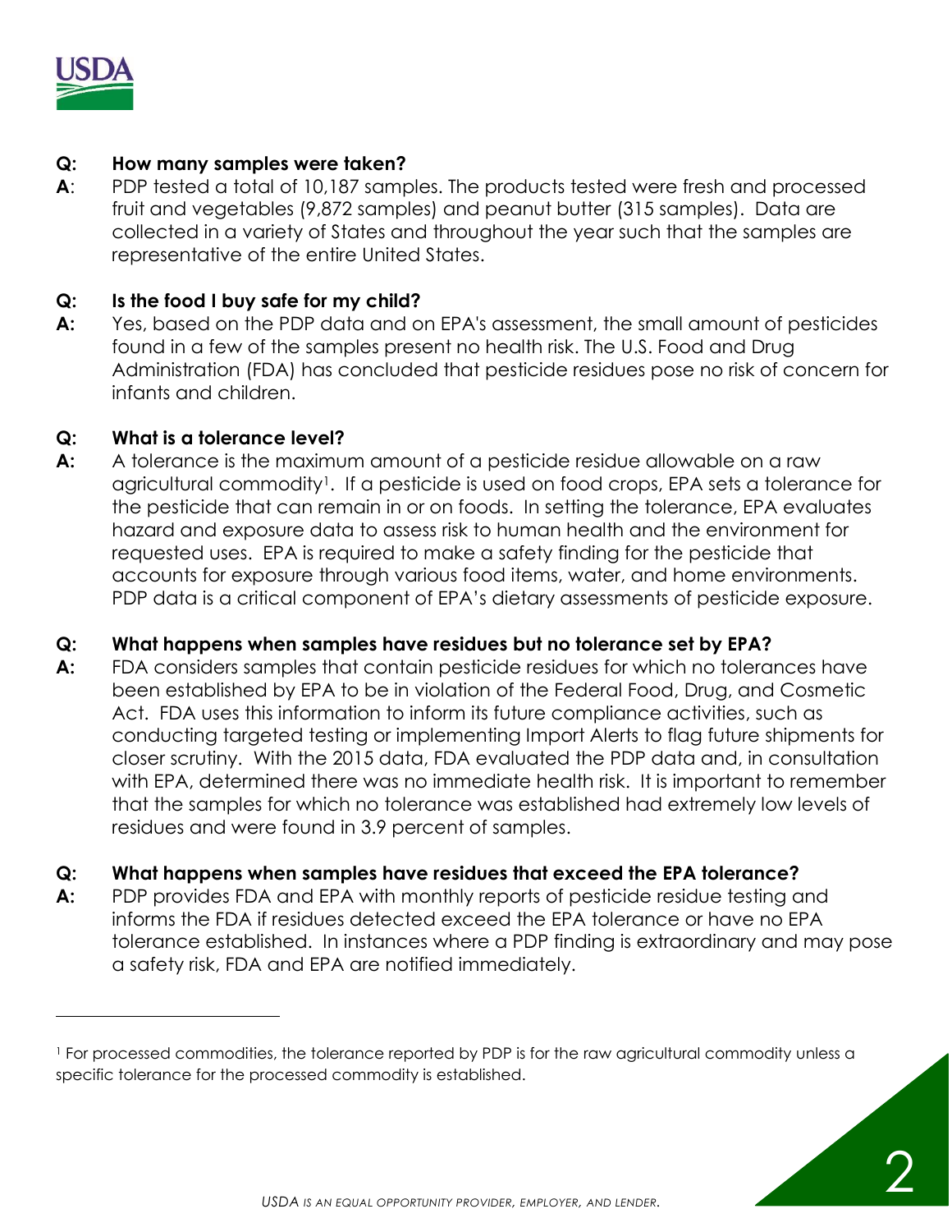**Q: How many samples were taken?**

**A**: PDP tested a total of 10,187 samples. The products tested were fresh and processed fruit and vegetables (9,872 samples) and peanut butter (315 samples). Data are collected in a variety of States and throughout the year such that the samples are representative of the entire United States.

**Q: Is the food I buy safe for my child?**

**A:** Yes, based on the PDP data and on EPA's assessment, the small amount of pesticides found in a few of the samples present no health risk. The U.S. Food and Drug Administration (FDA) has concluded that pesticide residues pose no risk of concern for infants and children.

**Q: What is a tolerance level?**

**A:** A tolerance is the maximum amount of a pesticide residue allowable on a raw agricultural commodity[1]. If a pesticide is used on food crops, EPA sets a tolerance for the pesticide that can remain in or on foods. In setting the tolerance, EPA evaluates hazard and exposure data to assess risk to human health and the environment for requested uses. EPA is required to make a safety finding for the pesticide that accounts for exposure through various food items, water, and home environments. PDP data is a critical component of EPA's dietary assessments of pesticide exposure.

**Q: What happens when samples have residues but no tolerance set by EPA?**

**A:** FDA considers samples that contain pesticide residues for which no tolerances have been established by EPA to be in violation of the Federal Food, Drug, and Cosmetic Act. FDA uses this information to inform its future compliance activities, such as conducting targeted testing or implementing Import Alerts to flag future shipments for closer scrutiny. With the 2015 data, FDA evaluated the PDP data and, in consultation with EPA, determined there was no immediate health risk. It is important to remember that the samples for which no tolerance was established had extremely low levels of residues and were found in 3.9 percent of samples.

**Q: What happens when samples have residues that exceed the EPA tolerance?**

**A:** PDP provides FDA and EPA with monthly reports of pesticide residue testing and informs the FDA if residues detected exceed the EPA tolerance or have no EPA tolerance established. In instances where a PDP finding is extraordinary and may pose a safety risk, FDA and EPA are notified immediately.

---

[1] For processed commodities, the tolerance reported by PDP is for the raw agricultural commodity unless a specific tolerance for the processed commodity is established.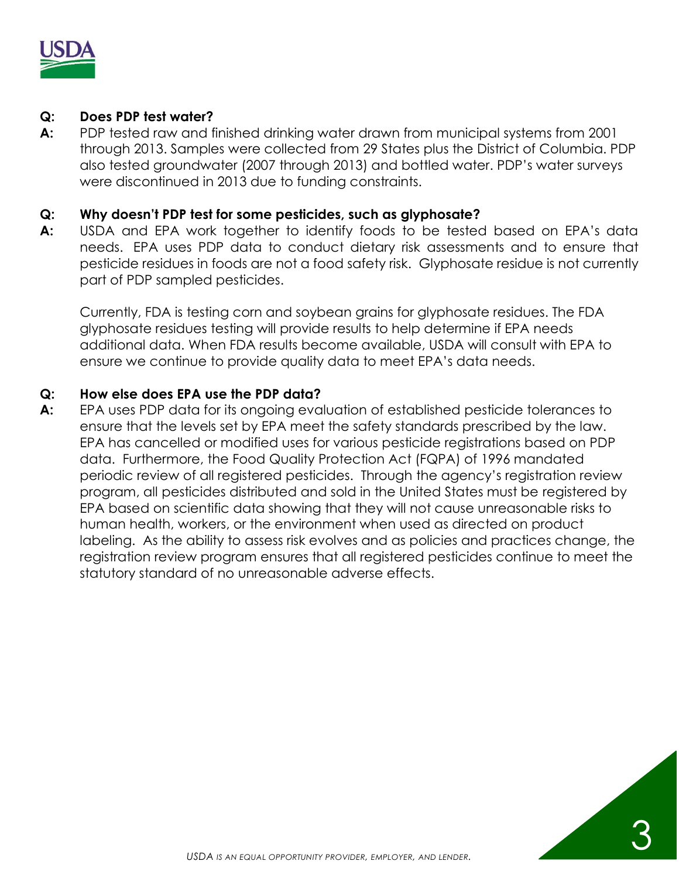**Q: Does PDP test water?**

**A:** PDP tested raw and finished drinking water drawn from municipal systems from 2001 through 2013. Samples were collected from 29 States plus the District of Columbia. PDP also tested groundwater (2007 through 2013) and bottled water. PDP's water surveys were discontinued in 2013 due to funding constraints.

**Q: Why doesn't PDP test for some pesticides, such as glyphosate?**

**A:** USDA and EPA work together to identify foods to be tested based on EPA's data needs. EPA uses PDP data to conduct dietary risk assessments and to ensure that pesticide residues in foods are not a food safety risk. Glyphosate residue is not currently part of PDP sampled pesticides.

Currently, FDA is testing corn and soybean grains for glyphosate residues. The FDA glyphosate residues testing will provide results to help determine if EPA needs additional data. When FDA results become available, USDA will consult with EPA to ensure we continue to provide quality data to meet EPA's data needs.

**Q: How else does EPA use the PDP data?**

**A:** EPA uses PDP data for its ongoing evaluation of established pesticide tolerances to ensure that the levels set by EPA meet the safety standards prescribed by the law. EPA has cancelled or modified uses for various pesticide registrations based on PDP data. Furthermore, the Food Quality Protection Act (FQPA) of 1996 mandated periodic review of all registered pesticides. Through the agency's registration review program, all pesticides distributed and sold in the United States must be registered by EPA based on scientific data showing that they will not cause unreasonable risks to human health, workers, or the environment when used as directed on product labeling. As the ability to assess risk evolves and as policies and practices change, the registration review program ensures that all registered pesticides continue to meet the statutory standard of no unreasonable adverse effects.